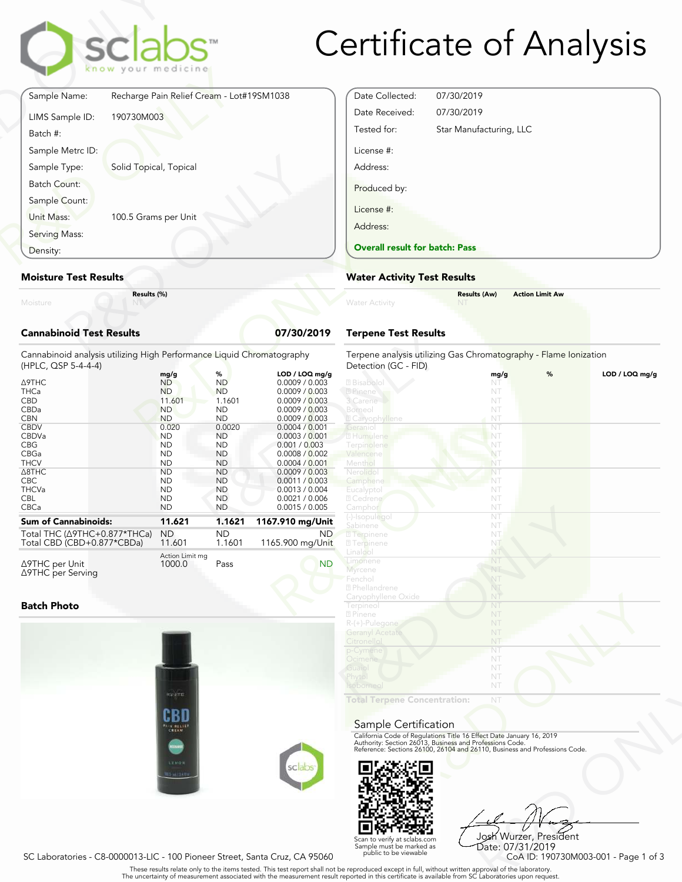# Certificate of Analysis

sclabs — know your medicine

| | |
|---|---|
| Sample Name: | Recharge Pain Relief Cream - Lot#19SM1038 |
| LIMS Sample ID: | 190730M003 |
| Batch #: | |
| Sample Metrc ID: | |
| Sample Type: | Solid Topical, Topical |
| Batch Count: | |
| Sample Count: | |
| Unit Mass: | 100.5 Grams per Unit |
| Serving Mass: | |
| Density: | |

| | |
|---|---|
| Date Collected: | 07/30/2019 |
| Date Received: | 07/30/2019 |
| Tested for: | Star Manufacturing, LLC |
| License #: | |
| Address: | |
| Produced by: | |
| License #: | |
| Address: | |

**Overall result for batch: Pass**

## Moisture Test Results

| | Results (%) |
|---|---|
| Moisture | NT |

## Water Activity Test Results

| | Results (Aw) | Action Limit Aw |
|---|---|---|
| Water Activity | NT | |

## Cannabinoid Test Results — 07/30/2019

Cannabinoid analysis utilizing High Performance Liquid Chromatography (HPLC, QSP 5-4-4-4)

| | mg/g | % | LOD / LOQ mg/g |
|---|---|---|---|
| Δ9THC | ND | ND | 0.0009 / 0.003 |
| THCa | ND | ND | 0.0009 / 0.003 |
| CBD | 11.601 | 1.1601 | 0.0009 / 0.003 |
| CBDa | ND | ND | 0.0009 / 0.003 |
| CBN | ND | ND | 0.0009 / 0.003 |
| CBDV | 0.020 | 0.0020 | 0.0004 / 0.001 |
| CBDVa | ND | ND | 0.0003 / 0.001 |
| CBG | ND | ND | 0.001 / 0.003 |
| CBGa | ND | ND | 0.0008 / 0.002 |
| THCV | ND | ND | 0.0004 / 0.001 |
| Δ8THC | ND | ND | 0.0009 / 0.003 |
| CBC | ND | ND | 0.0011 / 0.003 |
| THCVa | ND | ND | 0.0013 / 0.004 |
| CBL | ND | ND | 0.0021 / 0.006 |
| CBCa | ND | ND | 0.0015 / 0.005 |
| **Sum of Cannabinoids:** | **11.621** | **1.1621** | **1167.910 mg/Unit** |
| Total THC (Δ9THC+0.877*THCa) | ND | ND | ND |
| Total CBD (CBD+0.877*CBDa) | 11.601 | 1.1601 | 1165.900 mg/Unit |

| | Action Limit mg | | |
|---|---|---|---|
| Δ9THC per Unit | 1000.0 | Pass | ND |
| Δ9THC per Serving | | | |

## Terpene Test Results

Terpene analysis utilizing Gas Chromatography - Flame Ionization Detection (GC - FID)

| | mg/g | % | LOD / LOQ mg/g |
|---|---|---|---|
| Bisabolol | NT | | |
| Pinene | NT | | |
| 3 Carene | NT | | |
| Borneol | NT | | |
| Caryophyllene | NT | | |
| Geraniol | NT | | |
| Humulene | NT | | |
| Terpinolene | NT | | |
| Valencene | NT | | |
| Menthol | NT | | |
| Nerolidol | NT | | |
| Camphene | NT | | |
| Eucalyptol | NT | | |
| Cedrene | NT | | |
| Camphor | NT | | |
| (-)-Isopulegol | NT | | |
| Sabinene | NT | | |
| Terpinene | NT | | |
| Terpinene | NT | | |
| Linalool | NT | | |
| Limonene | NT | | |
| Myrcene | NT | | |
| Fenchol | NT | | |
| Phellandrene | NT | | |
| Caryophyllene Oxide | NT | | |
| Terpineol | NT | | |
| Pinene | NT | | |
| R-(+)-Pulegone | NT | | |
| Geranyl Acetate | NT | | |
| Citronellol | NT | | |
| p-Cymene | NT | | |
| Ocimene | NT | | |
| Guaiol | NT | | |
| Phytol | NT | | |
| Isoborneol | NT | | |
| **Total Terpene Concentration:** | NT | | |

## Batch Photo

## Sample Certification

California Code of Regulations Title 16 Effect Date January 16, 2019
Authority: Section 26013, Business and Professions Code.
Reference: Sections 26100, 26104 and 26110, Business and Professions Code.

Scan to verify at sclabs.com
Sample must be marked as public to be viewable

Josh Wurzer, President
Date: 07/31/2019

SC Laboratories - C8-0000013-LIC - 100 Pioneer Street, Santa Cruz, CA 95060

CoA ID: 190730M003-001

These results relate only to the items tested. This test report shall not be reproduced except in full, without written approval of the laboratory.
The uncertainty of measurement associated with the measurement result reported in this certificate is available from SC Laboratories upon request.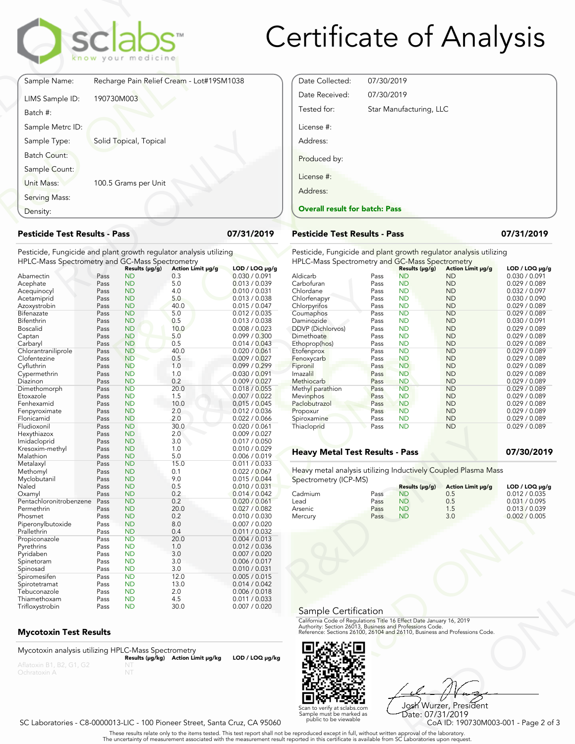# Certificate of Analysis

| | |
|---|---|
| Sample Name: | Recharge Pain Relief Cream - Lot#19SM1038 |
| LIMS Sample ID: | 190730M003 |
| Batch #: | |
| Sample Metrc ID: | |
| Sample Type: | Solid Topical, Topical |
| Batch Count: | |
| Sample Count: | |
| Unit Mass: | 100.5 Grams per Unit |
| Serving Mass: | |
| Density: | |

| | |
|---|---|
| Date Collected: | 07/30/2019 |
| Date Received: | 07/30/2019 |
| Tested for: | Star Manufacturing, LLC |
| License #: | |
| Address: | |
| Produced by: | |
| License #: | |
| Address: | |

**Overall result for batch: Pass**

## Pesticide Test Results - Pass — 07/31/2019

Pesticide, Fungicide and plant growth regulator analysis utilizing HPLC-Mass Spectrometry and GC-Mass Spectrometry

| | | Results (µg/g) | Action Limit µg/g | LOD / LOQ µg/g |
|---|---|---|---|---|
| Abamectin | Pass | ND | 0.3 | 0.030 / 0.091 |
| Acephate | Pass | ND | 5.0 | 0.013 / 0.039 |
| Acequinocyl | Pass | ND | 4.0 | 0.010 / 0.031 |
| Acetamiprid | Pass | ND | 5.0 | 0.013 / 0.038 |
| Azoxystrobin | Pass | ND | 40.0 | 0.015 / 0.047 |
| Bifenazate | Pass | ND | 5.0 | 0.012 / 0.035 |
| Bifenthrin | Pass | ND | 0.5 | 0.013 / 0.038 |
| Boscalid | Pass | ND | 10.0 | 0.008 / 0.023 |
| Captan | Pass | ND | 5.0 | 0.099 / 0.300 |
| Carbaryl | Pass | ND | 0.5 | 0.014 / 0.043 |
| Chlorantraniliprole | Pass | ND | 40.0 | 0.020 / 0.061 |
| Clofentezine | Pass | ND | 0.5 | 0.009 / 0.027 |
| Cyfluthrin | Pass | ND | 1.0 | 0.099 / 0.299 |
| Cypermethrin | Pass | ND | 1.0 | 0.030 / 0.091 |
| Diazinon | Pass | ND | 0.2 | 0.009 / 0.027 |
| Dimethomorph | Pass | ND | 20.0 | 0.018 / 0.055 |
| Etoxazole | Pass | ND | 1.5 | 0.007 / 0.022 |
| Fenhexamid | Pass | ND | 10.0 | 0.015 / 0.045 |
| Fenpyroximate | Pass | ND | 2.0 | 0.012 / 0.036 |
| Flonicamid | Pass | ND | 2.0 | 0.022 / 0.066 |
| Fludioxonil | Pass | ND | 30.0 | 0.020 / 0.061 |
| Hexythiazox | Pass | ND | 2.0 | 0.009 / 0.027 |
| Imidacloprid | Pass | ND | 3.0 | 0.017 / 0.050 |
| Kresoxim-methyl | Pass | ND | 1.0 | 0.010 / 0.029 |
| Malathion | Pass | ND | 5.0 | 0.006 / 0.019 |
| Metalaxyl | Pass | ND | 15.0 | 0.011 / 0.033 |
| Methomyl | Pass | ND | 0.1 | 0.022 / 0.067 |
| Myclobutanil | Pass | ND | 9.0 | 0.015 / 0.044 |
| Naled | Pass | ND | 0.5 | 0.010 / 0.031 |
| Oxamyl | Pass | ND | 0.2 | 0.014 / 0.042 |
| Pentachloronitrobenzene | Pass | ND | 0.2 | 0.020 / 0.061 |
| Permethrin | Pass | ND | 20.0 | 0.027 / 0.082 |
| Phosmet | Pass | ND | 0.2 | 0.010 / 0.030 |
| Piperonylbutoxide | Pass | ND | 8.0 | 0.007 / 0.020 |
| Prallethrin | Pass | ND | 0.4 | 0.011 / 0.032 |
| Propiconazole | Pass | ND | 20.0 | 0.004 / 0.013 |
| Pyrethrins | Pass | ND | 1.0 | 0.012 / 0.036 |
| Pyridaben | Pass | ND | 3.0 | 0.007 / 0.020 |
| Spinetoram | Pass | ND | 3.0 | 0.006 / 0.017 |
| Spinosad | Pass | ND | 3.0 | 0.010 / 0.031 |
| Spiromesifen | Pass | ND | 12.0 | 0.005 / 0.015 |
| Spirotetramat | Pass | ND | 13.0 | 0.014 / 0.042 |
| Tebuconazole | Pass | ND | 2.0 | 0.006 / 0.018 |
| Thiamethoxam | Pass | ND | 4.5 | 0.011 / 0.033 |
| Trifloxystrobin | Pass | ND | 30.0 | 0.007 / 0.020 |

## Pesticide Test Results - Pass — 07/31/2019

Pesticide, Fungicide and plant growth regulator analysis utilizing HPLC-Mass Spectrometry and GC-Mass Spectrometry

| | | Results (µg/g) | Action Limit µg/g | LOD / LOQ µg/g |
|---|---|---|---|---|
| Aldicarb | Pass | ND | ND | 0.030 / 0.091 |
| Carbofuran | Pass | ND | ND | 0.029 / 0.089 |
| Chlordane | Pass | ND | ND | 0.032 / 0.097 |
| Chlorfenapyr | Pass | ND | ND | 0.030 / 0.090 |
| Chlorpyrifos | Pass | ND | ND | 0.029 / 0.089 |
| Coumaphos | Pass | ND | ND | 0.029 / 0.089 |
| Daminozide | Pass | ND | ND | 0.030 / 0.091 |
| DDVP (Dichlorvos) | Pass | ND | ND | 0.029 / 0.089 |
| Dimethoate | Pass | ND | ND | 0.029 / 0.089 |
| Ethoprop(hos) | Pass | ND | ND | 0.029 / 0.089 |
| Etofenprox | Pass | ND | ND | 0.029 / 0.089 |
| Fenoxycarb | Pass | ND | ND | 0.029 / 0.089 |
| Fipronil | Pass | ND | ND | 0.029 / 0.089 |
| Imazalil | Pass | ND | ND | 0.029 / 0.089 |
| Methiocarb | Pass | ND | ND | 0.029 / 0.089 |
| Methyl parathion | Pass | ND | ND | 0.029 / 0.089 |
| Mevinphos | Pass | ND | ND | 0.029 / 0.089 |
| Paclobutrazol | Pass | ND | ND | 0.029 / 0.089 |
| Propoxur | Pass | ND | ND | 0.029 / 0.089 |
| Spiroxamine | Pass | ND | ND | 0.029 / 0.089 |
| Thiacloprid | Pass | ND | ND | 0.029 / 0.089 |

## Heavy Metal Test Results - Pass — 07/30/2019

Heavy metal analysis utilizing Inductively Coupled Plasma Mass Spectrometry (ICP-MS)

| | | Results (µg/g) | Action Limit µg/g | LOD / LOQ µg/g |
|---|---|---|---|---|
| Cadmium | Pass | ND | 0.5 | 0.012 / 0.035 |
| Lead | Pass | ND | 0.5 | 0.031 / 0.095 |
| Arsenic | Pass | ND | 1.5 | 0.013 / 0.039 |
| Mercury | Pass | ND | 3.0 | 0.002 / 0.005 |

## Mycotoxin Test Results

Mycotoxin analysis utilizing HPLC-Mass Spectrometry

| | Results (µg/kg) | Action Limit µg/kg | LOD / LOQ µg/kg |
|---|---|---|---|
| Aflatoxin B1, B2, G1, G2 | NT | | |
| Ochratoxin A | NT | | |

## Sample Certification

California Code of Regulations Title 16 Effect Date January 16, 2019
Authority: Section 26013, Business and Professions Code.
Reference: Sections 26100, 26104 and 26110, Business and Professions Code.

Scan to verify at sclabs.com
Sample must be marked as public to be viewable

Josh Wurzer, President
Date: 07/31/2019

SC Laboratories - C8-0000013-LIC - 100 Pioneer Street, Santa Cruz, CA 95060

CoA ID: 190730M003-001

These results relate only to the items tested. This test report shall not be reproduced except in full, without written approval of the laboratory.
The uncertainty of measurement associated with the measurement result reported in this certificate is available from SC Laboratories upon request.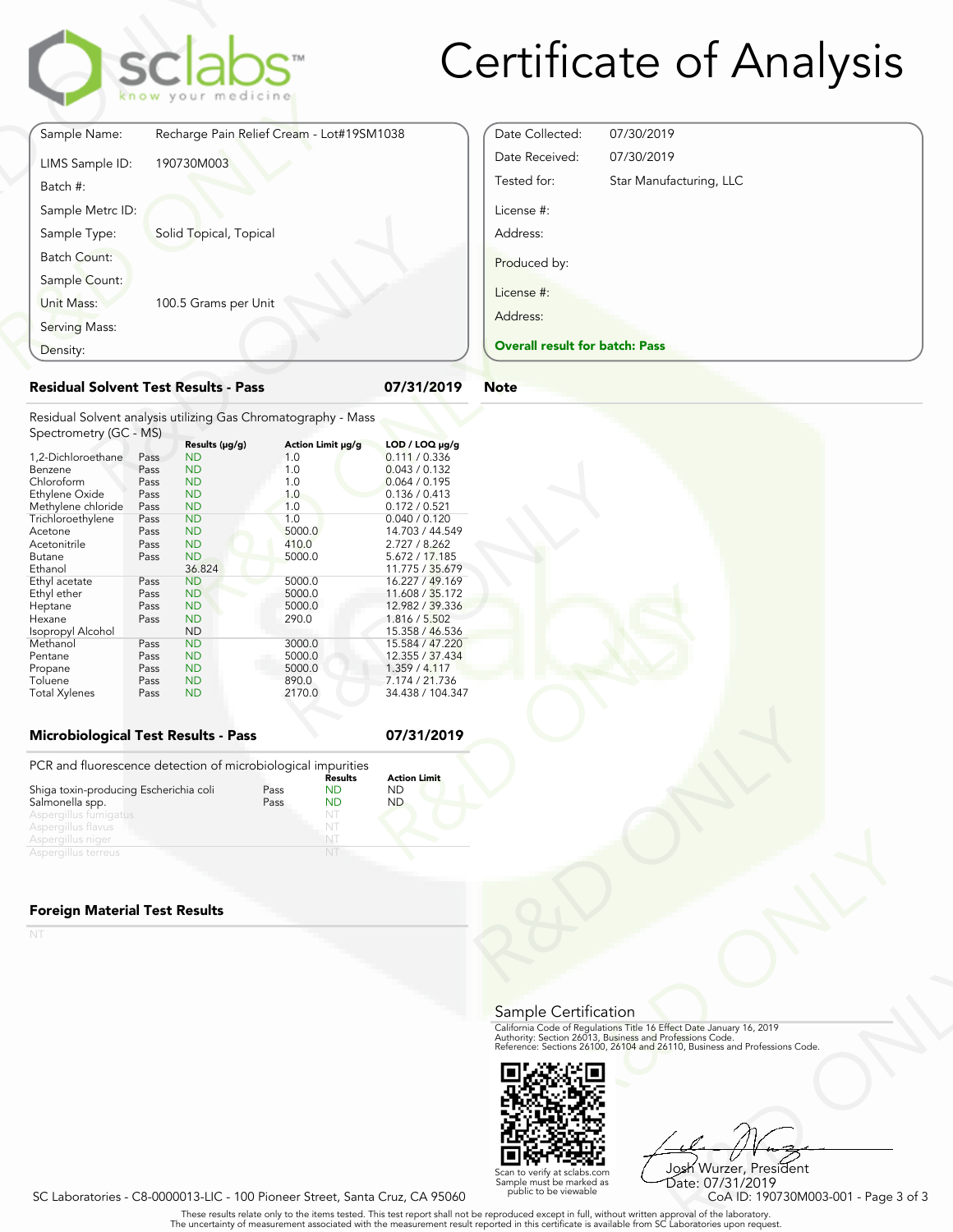# Certificate of Analysis

| | |
|---|---|
| Sample Name: | Recharge Pain Relief Cream - Lot#19SM1038 |
| LIMS Sample ID: | 190730M003 |
| Batch #: | |
| Sample Metrc ID: | |
| Sample Type: | Solid Topical, Topical |
| Batch Count: | |
| Sample Count: | |
| Unit Mass: | 100.5 Grams per Unit |
| Serving Mass: | |
| Density: | |

| | |
|---|---|
| Date Collected: | 07/30/2019 |
| Date Received: | 07/30/2019 |
| Tested for: | Star Manufacturing, LLC |
| License #: | |
| Address: | |
| Produced by: | |
| License #: | |
| Address: | |

**Overall result for batch: Pass**

## Residual Solvent Test Results - Pass — 07/31/2019

Residual Solvent analysis utilizing Gas Chromatography - Mass Spectrometry (GC - MS)

| | | Results (µg/g) | Action Limit µg/g | LOD / LOQ µg/g |
|---|---|---|---|---|
| 1,2-Dichloroethane | Pass | ND | 1.0 | 0.111 / 0.336 |
| Benzene | Pass | ND | 1.0 | 0.043 / 0.132 |
| Chloroform | Pass | ND | 1.0 | 0.064 / 0.195 |
| Ethylene Oxide | Pass | ND | 1.0 | 0.136 / 0.413 |
| Methylene chloride | Pass | ND | 1.0 | 0.172 / 0.521 |
| Trichloroethylene | Pass | ND | 1.0 | 0.040 / 0.120 |
| Acetone | Pass | ND | 5000.0 | 14.703 / 44.549 |
| Acetonitrile | Pass | ND | 410.0 | 2.727 / 8.262 |
| Butane | Pass | ND | 5000.0 | 5.672 / 17.185 |
| Ethanol | | 36.824 | | 11.775 / 35.679 |
| Ethyl acetate | Pass | ND | 5000.0 | 16.227 / 49.169 |
| Ethyl ether | Pass | ND | 5000.0 | 11.608 / 35.172 |
| Heptane | Pass | ND | 5000.0 | 12.982 / 39.336 |
| Hexane | Pass | ND | 290.0 | 1.816 / 5.502 |
| Isopropyl Alcohol | | ND | | 15.358 / 46.536 |
| Methanol | Pass | ND | 3000.0 | 15.584 / 47.220 |
| Pentane | Pass | ND | 5000.0 | 12.355 / 37.434 |
| Propane | Pass | ND | 5000.0 | 1.359 / 4.117 |
| Toluene | Pass | ND | 890.0 | 7.174 / 21.736 |
| Total Xylenes | Pass | ND | 2170.0 | 34.438 / 104.347 |

## Note

## Microbiological Test Results - Pass — 07/31/2019

PCR and fluorescence detection of microbiological impurities

| | | Results | Action Limit |
|---|---|---|---|
| Shiga toxin-producing Escherichia coli | Pass | ND | ND |
| Salmonella spp. | Pass | ND | ND |
| Aspergillus fumigatus | | NT | |
| Aspergillus flavus | | NT | |
| Aspergillus niger | | NT | |
| Aspergillus terreus | | NT | |

## Foreign Material Test Results

NT

## Sample Certification

California Code of Regulations Title 16 Effect Date January 16, 2019
Authority: Section 26013, Business and Professions Code.
Reference: Sections 26100, 26104 and 26110, Business and Professions Code.

Scan to verify at sclabs.com
Sample must be marked as public to be viewable

Josh Wurzer, President
Date: 07/31/2019

SC Laboratories - C8-0000013-LIC - 100 Pioneer Street, Santa Cruz, CA 95060

CoA ID: 190730M003-001

These results relate only to the items tested. This test report shall not be reproduced except in full, without written approval of the laboratory.
The uncertainty of measurement associated with the measurement result reported in this certificate is available from SC Laboratories upon request.